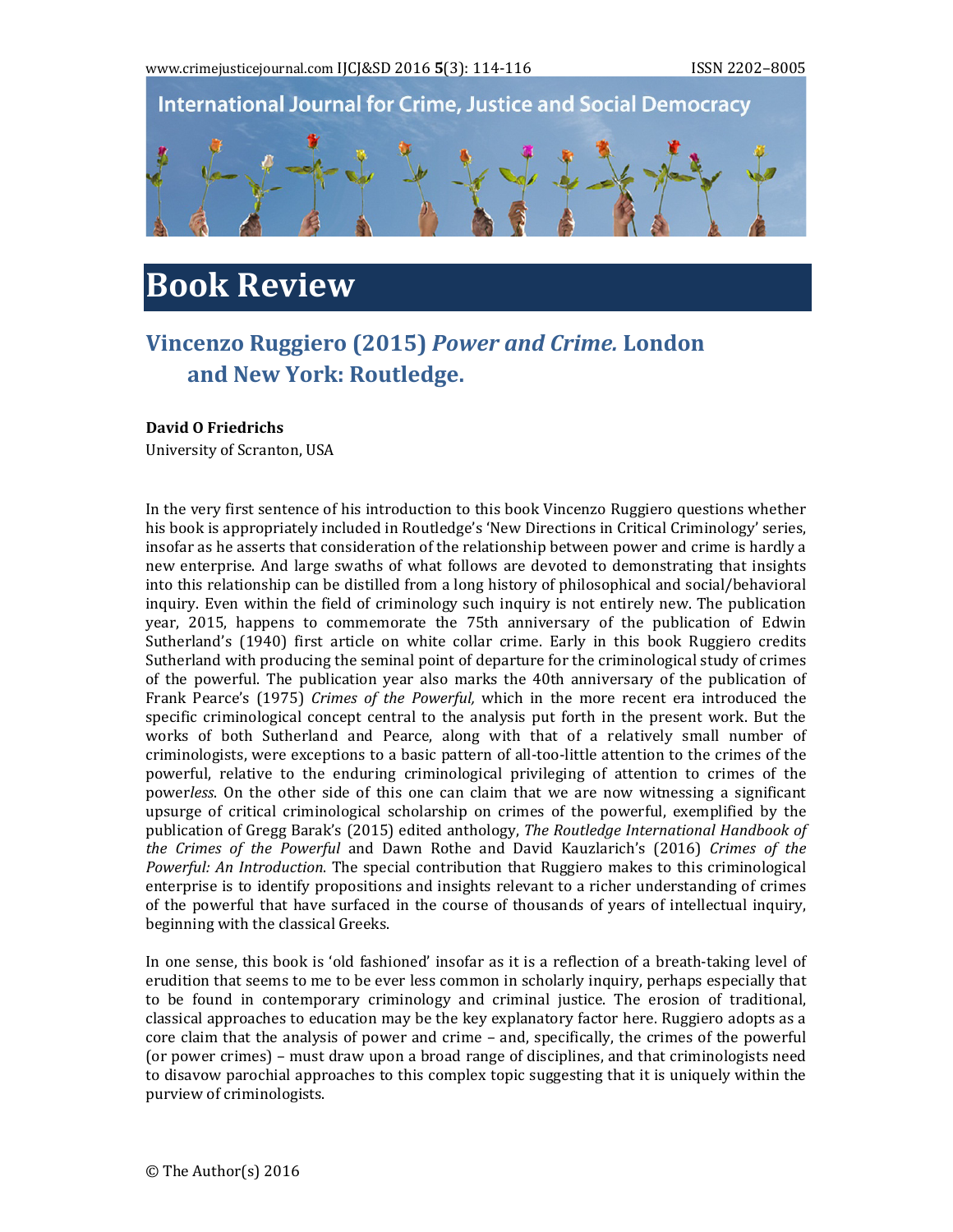# Book Review

## Vincenzo Ruggiero (2015) *Power and Crime.* London and New York: Routledge.

**David O Friedrichs**
University of Scranton, USA

In the very first sentence of his introduction to this book Vincenzo Ruggiero questions whether his book is appropriately included in Routledge's 'New Directions in Critical Criminology' series, insofar as he asserts that consideration of the relationship between power and crime is hardly a new enterprise. And large swaths of what follows are devoted to demonstrating that insights into this relationship can be distilled from a long history of philosophical and social/behavioral inquiry. Even within the field of criminology such inquiry is not entirely new. The publication year, 2015, happens to commemorate the 75th anniversary of the publication of Edwin Sutherland's (1940) first article on white collar crime. Early in this book Ruggiero credits Sutherland with producing the seminal point of departure for the criminological study of crimes of the powerful. The publication year also marks the 40th anniversary of the publication of Frank Pearce's (1975) *Crimes of the Powerful,* which in the more recent era introduced the specific criminological concept central to the analysis put forth in the present work. But the works of both Sutherland and Pearce, along with that of a relatively small number of criminologists, were exceptions to a basic pattern of all-too-little attention to the crimes of the powerful, relative to the enduring criminological privileging of attention to crimes of the power*less*. On the other side of this one can claim that we are now witnessing a significant upsurge of critical criminological scholarship on crimes of the powerful, exemplified by the publication of Gregg Barak's (2015) edited anthology, *The Routledge International Handbook of the Crimes of the Powerful* and Dawn Rothe and David Kauzlarich's (2016) *Crimes of the Powerful: An Introduction*. The special contribution that Ruggiero makes to this criminological enterprise is to identify propositions and insights relevant to a richer understanding of crimes of the powerful that have surfaced in the course of thousands of years of intellectual inquiry, beginning with the classical Greeks.

In one sense, this book is 'old fashioned' insofar as it is a reflection of a breath-taking level of erudition that seems to me to be ever less common in scholarly inquiry, perhaps especially that to be found in contemporary criminology and criminal justice. The erosion of traditional, classical approaches to education may be the key explanatory factor here. Ruggiero adopts as a core claim that the analysis of power and crime – and, specifically, the crimes of the powerful (or power crimes) – must draw upon a broad range of disciplines, and that criminologists need to disavow parochial approaches to this complex topic suggesting that it is uniquely within the purview of criminologists.

© The Author(s) 2016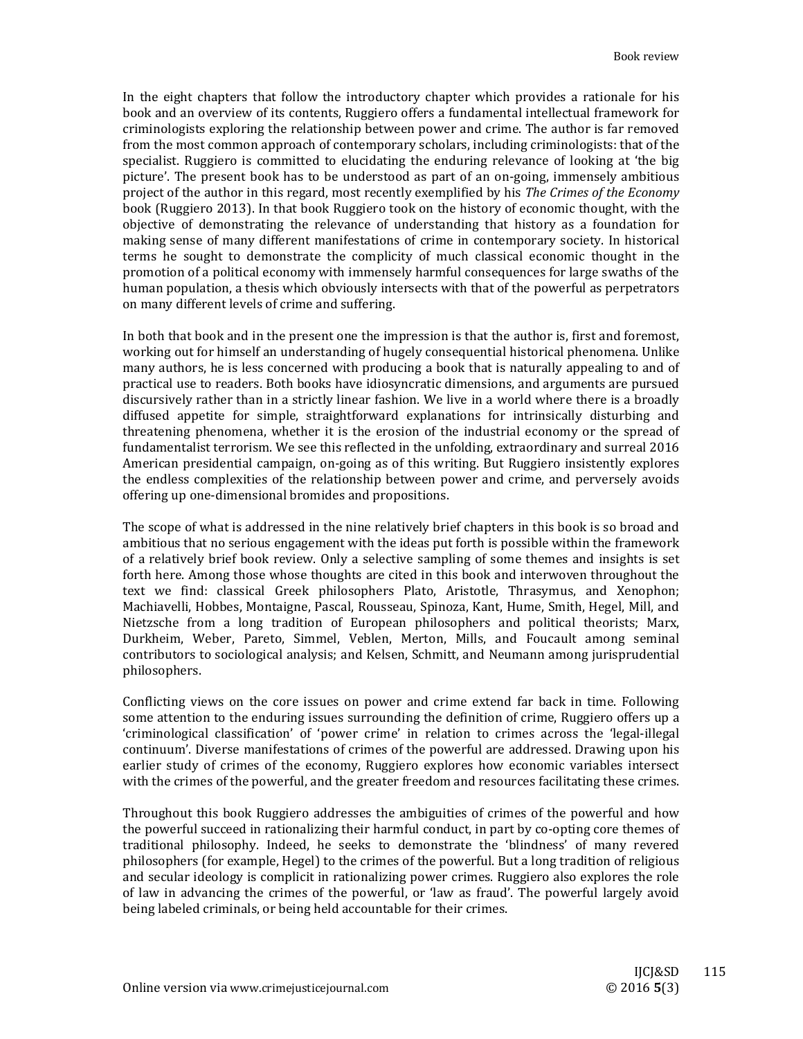In the eight chapters that follow the introductory chapter which provides a rationale for his book and an overview of its contents, Ruggiero offers a fundamental intellectual framework for criminologists exploring the relationship between power and crime. The author is far removed from the most common approach of contemporary scholars, including criminologists: that of the specialist. Ruggiero is committed to elucidating the enduring relevance of looking at 'the big picture'. The present book has to be understood as part of an on-going, immensely ambitious project of the author in this regard, most recently exemplified by his *The Crimes of the Economy* book (Ruggiero 2013). In that book Ruggiero took on the history of economic thought, with the objective of demonstrating the relevance of understanding that history as a foundation for making sense of many different manifestations of crime in contemporary society. In historical terms he sought to demonstrate the complicity of much classical economic thought in the promotion of a political economy with immensely harmful consequences for large swaths of the human population, a thesis which obviously intersects with that of the powerful as perpetrators on many different levels of crime and suffering.

In both that book and in the present one the impression is that the author is, first and foremost, working out for himself an understanding of hugely consequential historical phenomena. Unlike many authors, he is less concerned with producing a book that is naturally appealing to and of practical use to readers. Both books have idiosyncratic dimensions, and arguments are pursued discursively rather than in a strictly linear fashion. We live in a world where there is a broadly diffused appetite for simple, straightforward explanations for intrinsically disturbing and threatening phenomena, whether it is the erosion of the industrial economy or the spread of fundamentalist terrorism. We see this reflected in the unfolding, extraordinary and surreal 2016 American presidential campaign, on-going as of this writing. But Ruggiero insistently explores the endless complexities of the relationship between power and crime, and perversely avoids offering up one-dimensional bromides and propositions.

The scope of what is addressed in the nine relatively brief chapters in this book is so broad and ambitious that no serious engagement with the ideas put forth is possible within the framework of a relatively brief book review. Only a selective sampling of some themes and insights is set forth here. Among those whose thoughts are cited in this book and interwoven throughout the text we find: classical Greek philosophers Plato, Aristotle, Thrasymus, and Xenophon; Machiavelli, Hobbes, Montaigne, Pascal, Rousseau, Spinoza, Kant, Hume, Smith, Hegel, Mill, and Nietzsche from a long tradition of European philosophers and political theorists; Marx, Durkheim, Weber, Pareto, Simmel, Veblen, Merton, Mills, and Foucault among seminal contributors to sociological analysis; and Kelsen, Schmitt, and Neumann among jurisprudential philosophers.

Conflicting views on the core issues on power and crime extend far back in time. Following some attention to the enduring issues surrounding the definition of crime, Ruggiero offers up a 'criminological classification' of 'power crime' in relation to crimes across the 'legal-illegal continuum'. Diverse manifestations of crimes of the powerful are addressed. Drawing upon his earlier study of crimes of the economy, Ruggiero explores how economic variables intersect with the crimes of the powerful, and the greater freedom and resources facilitating these crimes.

Throughout this book Ruggiero addresses the ambiguities of crimes of the powerful and how the powerful succeed in rationalizing their harmful conduct, in part by co-opting core themes of traditional philosophy. Indeed, he seeks to demonstrate the 'blindness' of many revered philosophers (for example, Hegel) to the crimes of the powerful. But a long tradition of religious and secular ideology is complicit in rationalizing power crimes. Ruggiero also explores the role of law in advancing the crimes of the powerful, or 'law as fraud'. The powerful largely avoid being labeled criminals, or being held accountable for their crimes.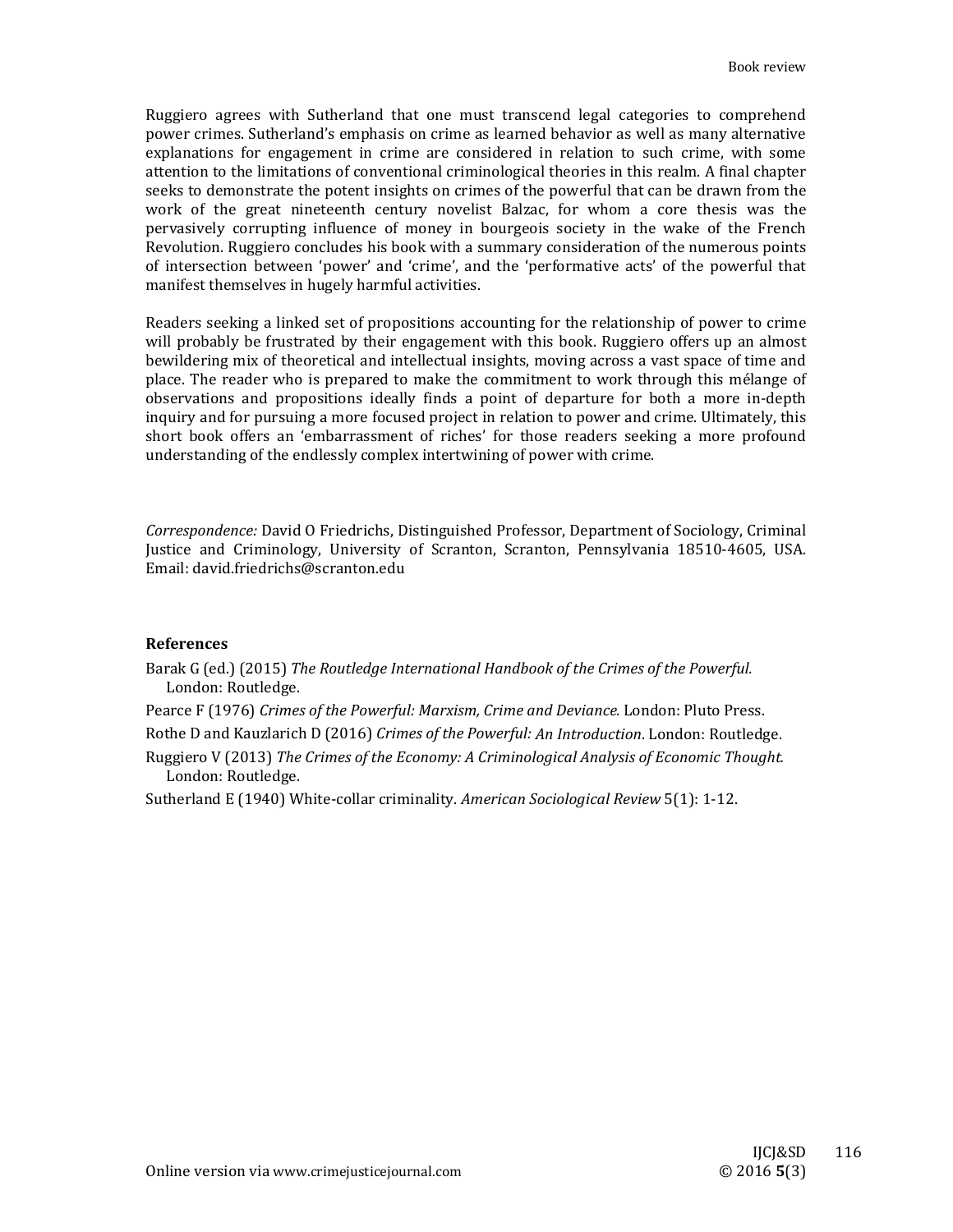Ruggiero agrees with Sutherland that one must transcend legal categories to comprehend power crimes. Sutherland's emphasis on crime as learned behavior as well as many alternative explanations for engagement in crime are considered in relation to such crime, with some attention to the limitations of conventional criminological theories in this realm. A final chapter seeks to demonstrate the potent insights on crimes of the powerful that can be drawn from the work of the great nineteenth century novelist Balzac, for whom a core thesis was the pervasively corrupting influence of money in bourgeois society in the wake of the French Revolution. Ruggiero concludes his book with a summary consideration of the numerous points of intersection between 'power' and 'crime', and the 'performative acts' of the powerful that manifest themselves in hugely harmful activities.

Readers seeking a linked set of propositions accounting for the relationship of power to crime will probably be frustrated by their engagement with this book. Ruggiero offers up an almost bewildering mix of theoretical and intellectual insights, moving across a vast space of time and place. The reader who is prepared to make the commitment to work through this mélange of observations and propositions ideally finds a point of departure for both a more in-depth inquiry and for pursuing a more focused project in relation to power and crime. Ultimately, this short book offers an 'embarrassment of riches' for those readers seeking a more profound understanding of the endlessly complex intertwining of power with crime.

*Correspondence:* David O Friedrichs, Distinguished Professor, Department of Sociology, Criminal Justice and Criminology, University of Scranton, Scranton, Pennsylvania 18510-4605, USA. Email: david.friedrichs@scranton.edu

### References

Barak G (ed.) (2015) *The Routledge International Handbook of the Crimes of the Powerful.* London: Routledge.

Pearce F (1976) *Crimes of the Powerful: Marxism, Crime and Deviance.* London: Pluto Press.

Rothe D and Kauzlarich D (2016) *Crimes of the Powerful: An Introduction*. London: Routledge.

Ruggiero V (2013) *The Crimes of the Economy: A Criminological Analysis of Economic Thought.* London: Routledge.

Sutherland E (1940) White-collar criminality. *American Sociological Review* 5(1): 1-12.